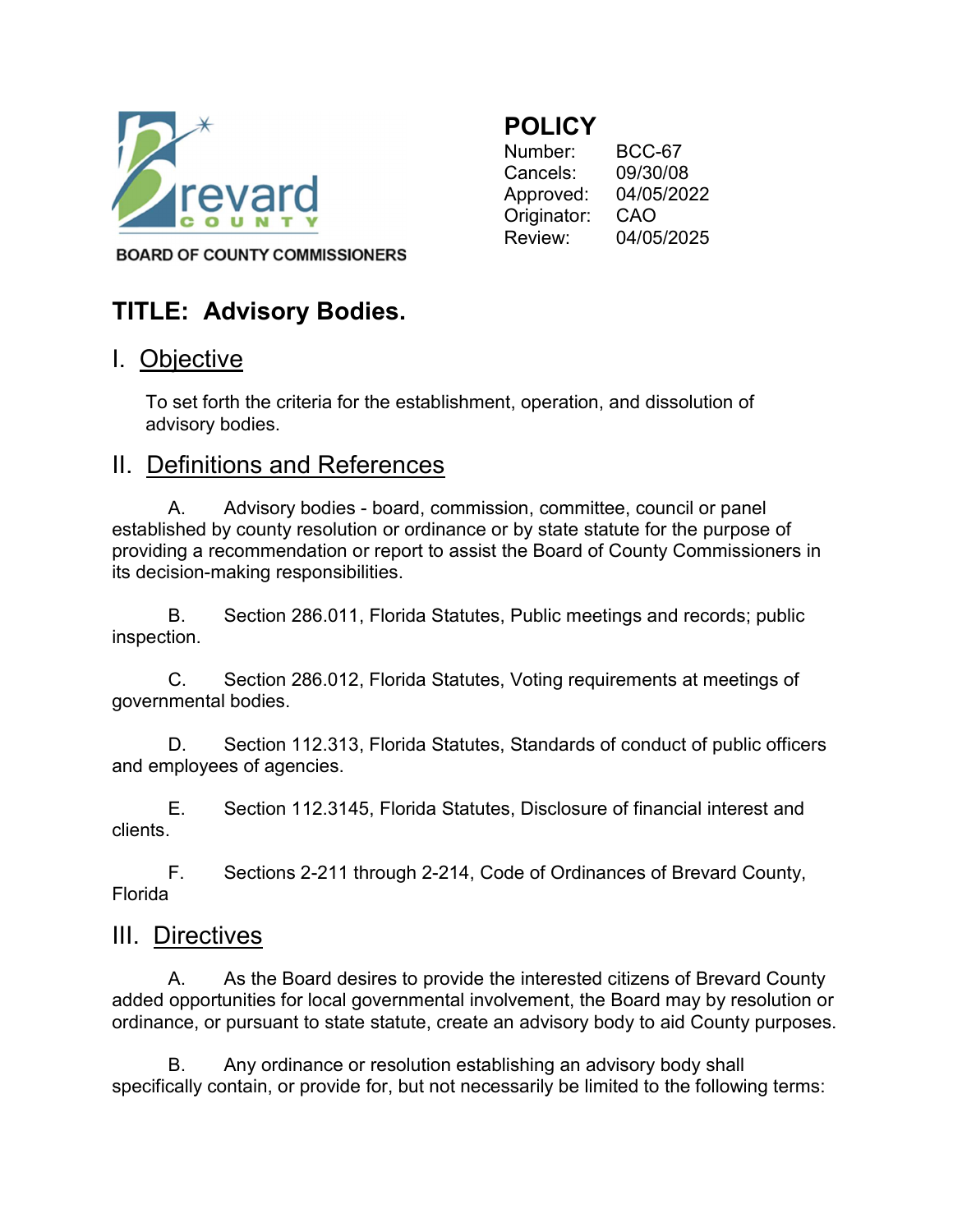Brevard COUNTY

BOARD OF COUNTY COMMISSIONERS

**POLICY**

Number: BCC-67
Cancels: 09/30/08
Approved: 04/05/2022
Originator: CAO
Review: 04/05/2025

# TITLE: Advisory Bodies.

## I. Objective

To set forth the criteria for the establishment, operation, and dissolution of advisory bodies.

## II. Definitions and References

A. Advisory bodies - board, commission, committee, council or panel established by county resolution or ordinance or by state statute for the purpose of providing a recommendation or report to assist the Board of County Commissioners in its decision-making responsibilities.

B. Section 286.011, Florida Statutes, Public meetings and records; public inspection.

C. Section 286.012, Florida Statutes, Voting requirements at meetings of governmental bodies.

D. Section 112.313, Florida Statutes, Standards of conduct of public officers and employees of agencies.

E. Section 112.3145, Florida Statutes, Disclosure of financial interest and clients.

F. Sections 2-211 through 2-214, Code of Ordinances of Brevard County, Florida

## III. Directives

A. As the Board desires to provide the interested citizens of Brevard County added opportunities for local governmental involvement, the Board may by resolution or ordinance, or pursuant to state statute, create an advisory body to aid County purposes.

B. Any ordinance or resolution establishing an advisory body shall specifically contain, or provide for, but not necessarily be limited to the following terms: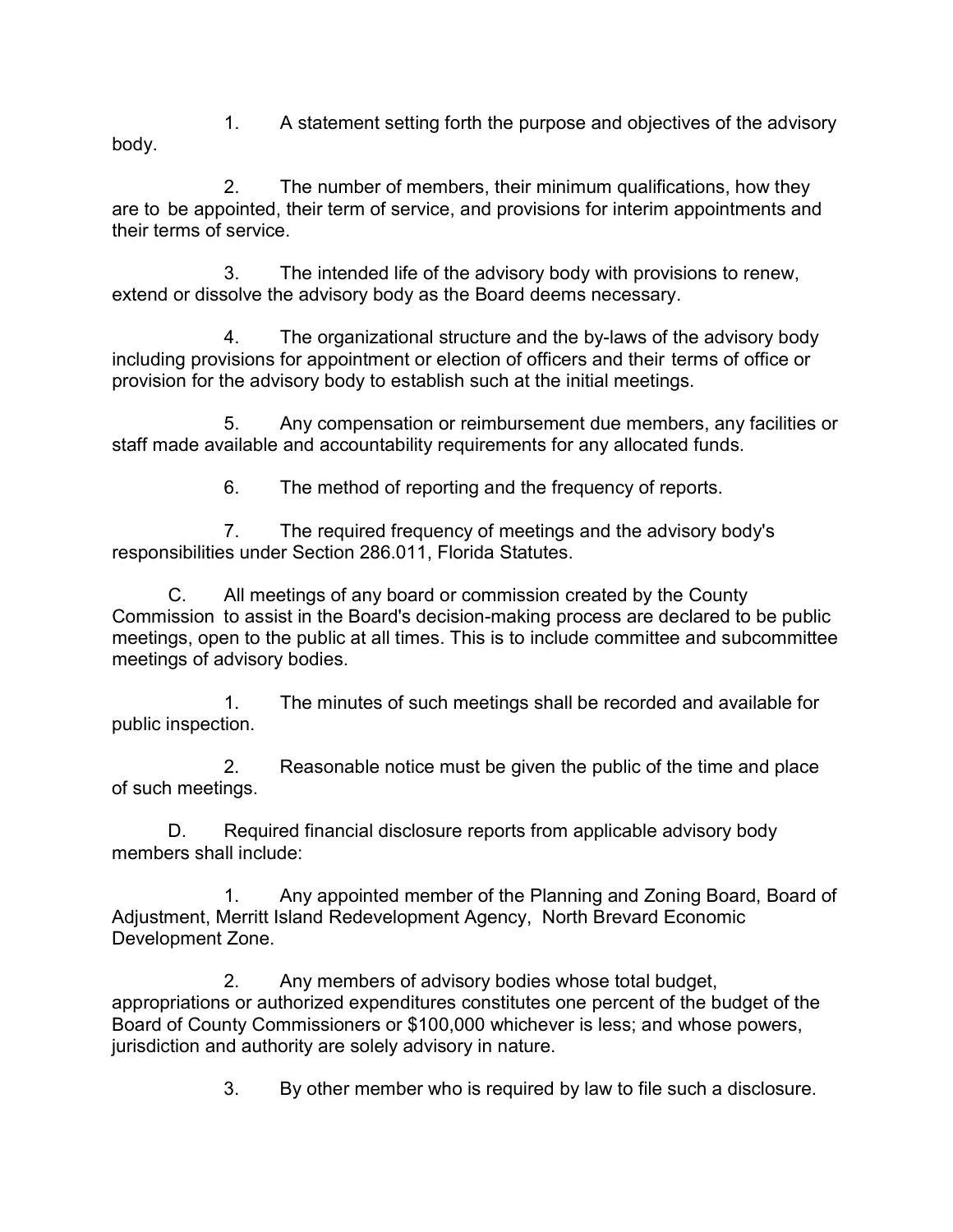1. A statement setting forth the purpose and objectives of the advisory body.

2. The number of members, their minimum qualifications, how they are to be appointed, their term of service, and provisions for interim appointments and their terms of service.

3. The intended life of the advisory body with provisions to renew, extend or dissolve the advisory body as the Board deems necessary.

4. The organizational structure and the by-laws of the advisory body including provisions for appointment or election of officers and their terms of office or provision for the advisory body to establish such at the initial meetings.

5. Any compensation or reimbursement due members, any facilities or staff made available and accountability requirements for any allocated funds.

6. The method of reporting and the frequency of reports.

7. The required frequency of meetings and the advisory body's responsibilities under Section 286.011, Florida Statutes.

C. All meetings of any board or commission created by the County Commission to assist in the Board's decision-making process are declared to be public meetings, open to the public at all times. This is to include committee and subcommittee meetings of advisory bodies.

1. The minutes of such meetings shall be recorded and available for public inspection.

2. Reasonable notice must be given the public of the time and place of such meetings.

D. Required financial disclosure reports from applicable advisory body members shall include:

1. Any appointed member of the Planning and Zoning Board, Board of Adjustment, Merritt Island Redevelopment Agency, North Brevard Economic Development Zone.

2. Any members of advisory bodies whose total budget, appropriations or authorized expenditures constitutes one percent of the budget of the Board of County Commissioners or $100,000 whichever is less; and whose powers, jurisdiction and authority are solely advisory in nature.

3. By other member who is required by law to file such a disclosure.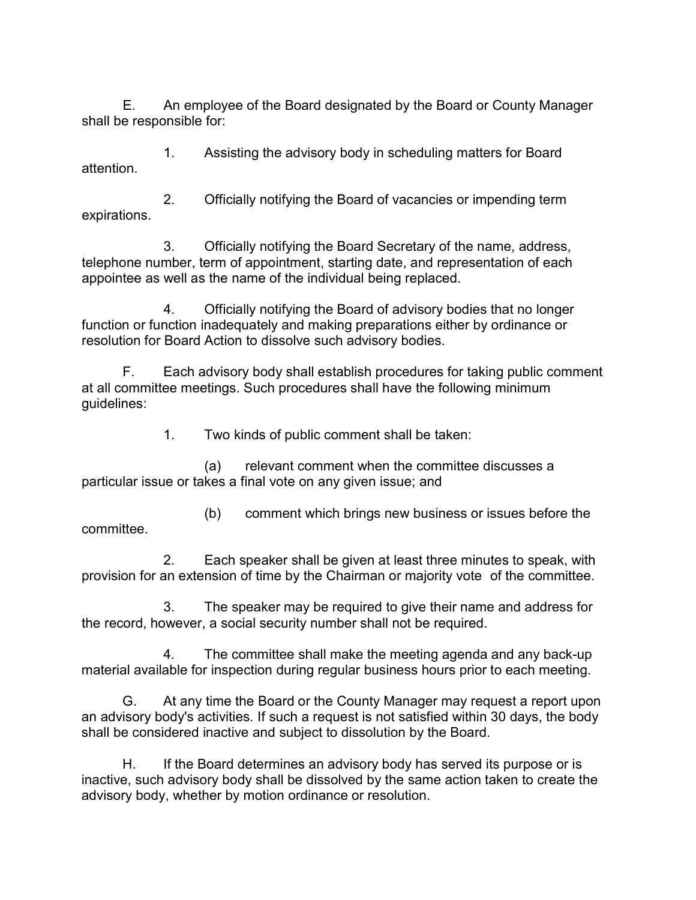E. An employee of the Board designated by the Board or County Manager shall be responsible for:

1. Assisting the advisory body in scheduling matters for Board attention.

2. Officially notifying the Board of vacancies or impending term expirations.

3. Officially notifying the Board Secretary of the name, address, telephone number, term of appointment, starting date, and representation of each appointee as well as the name of the individual being replaced.

4. Officially notifying the Board of advisory bodies that no longer function or function inadequately and making preparations either by ordinance or resolution for Board Action to dissolve such advisory bodies.

F. Each advisory body shall establish procedures for taking public comment at all committee meetings. Such procedures shall have the following minimum guidelines:

1. Two kinds of public comment shall be taken:

(a) relevant comment when the committee discusses a particular issue or takes a final vote on any given issue; and

(b) comment which brings new business or issues before the committee.

2. Each speaker shall be given at least three minutes to speak, with provision for an extension of time by the Chairman or majority vote of the committee.

3. The speaker may be required to give their name and address for the record, however, a social security number shall not be required.

4. The committee shall make the meeting agenda and any back-up material available for inspection during regular business hours prior to each meeting.

G. At any time the Board or the County Manager may request a report upon an advisory body's activities. If such a request is not satisfied within 30 days, the body shall be considered inactive and subject to dissolution by the Board.

H. If the Board determines an advisory body has served its purpose or is inactive, such advisory body shall be dissolved by the same action taken to create the advisory body, whether by motion ordinance or resolution.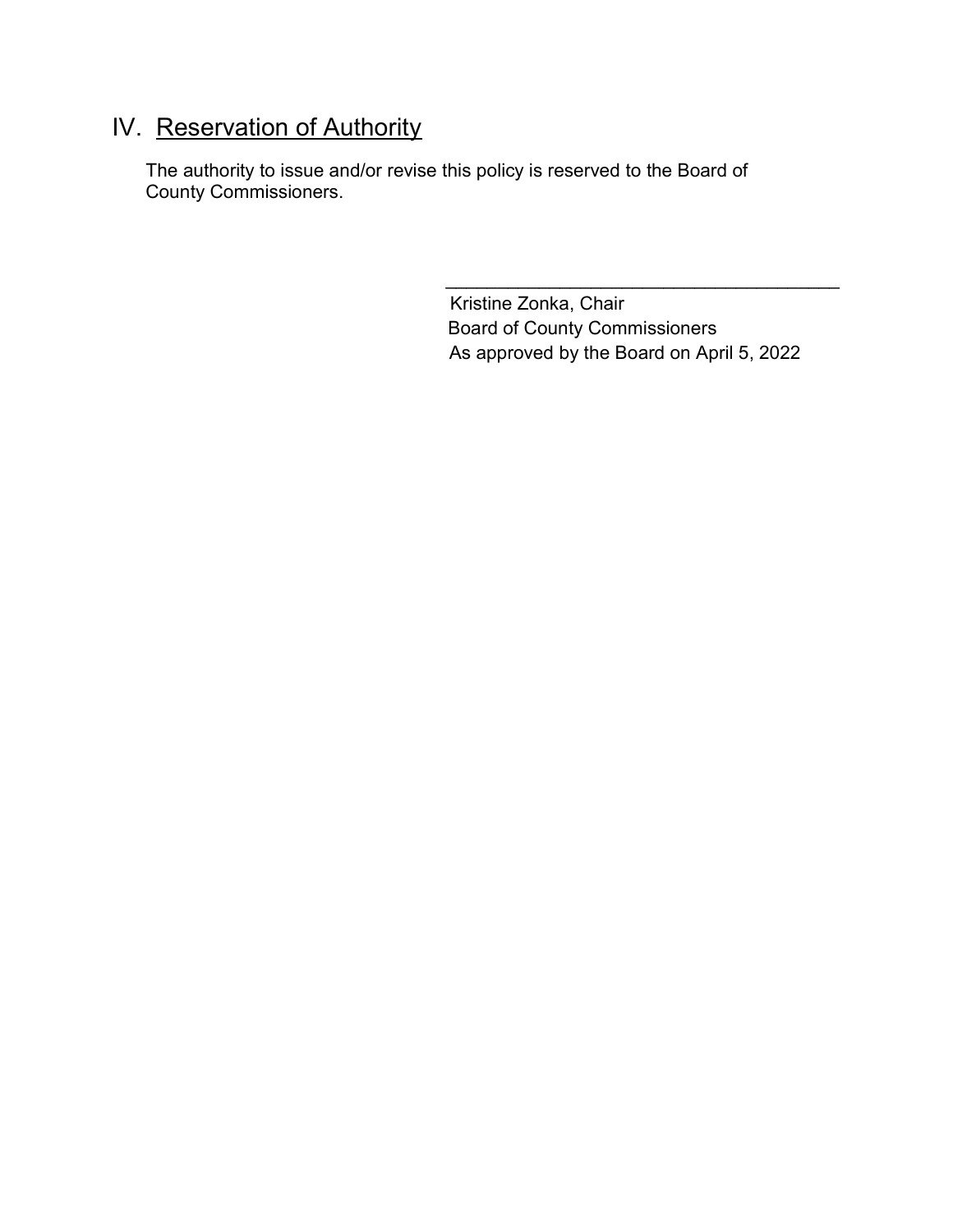## IV. <u>Reservation of Authority</u>

The authority to issue and/or revise this policy is reserved to the Board of County Commissioners.

\_\_\_\_\_\_\_\_\_\_\_\_\_\_\_\_\_\_\_\_\_\_\_\_\_\_\_\_\_\_\_\_\_\_\_\_\_\_\_\_

Kristine Zonka, Chair
Board of County Commissioners
As approved by the Board on April 5, 2022